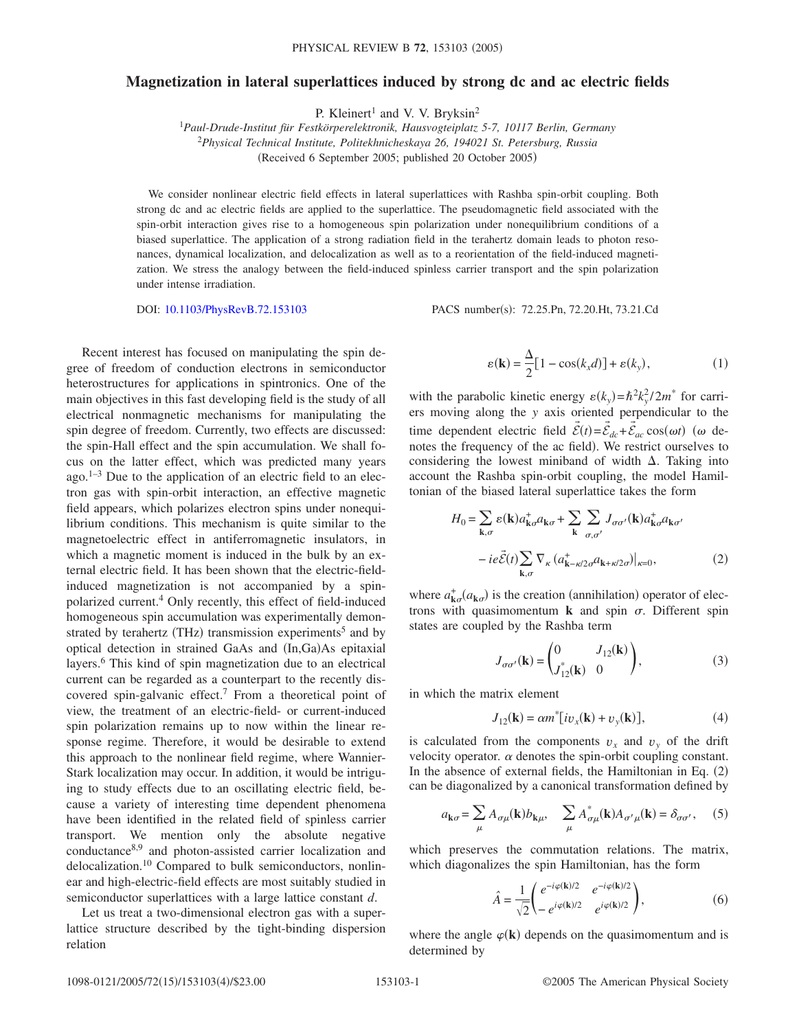# Magnetization in lateral superlattices induced by strong dc and ac electric fields

P. Kleinert[1] and V. V. Bryksin[2]

[1]Paul-Drude-Institut für Festkörperelektronik, Hausvogteiplatz 5-7, 10117 Berlin, Germany
[2]Physical Technical Institute, Politekhnicheskaya 26, 194021 St. Petersburg, Russia

(Received 6 September 2005; published 20 October 2005)

We consider nonlinear electric field effects in lateral superlattices with Rashba spin-orbit coupling. Both strong dc and ac electric fields are applied to the superlattice. The pseudomagnetic field associated with the spin-orbit interaction gives rise to a homogeneous spin polarization under nonequilibrium conditions of a biased superlattice. The application of a strong radiation field in the terahertz domain leads to photon resonances, dynamical localization, and delocalization as well as to a reorientation of the field-induced magnetization. We stress the analogy between the field-induced spinless carrier transport and the spin polarization under intense irradiation.

DOI: 10.1103/PhysRevB.72.153103

PACS number(s): 72.25.Pn, 72.20.Ht, 73.21.Cd

Recent interest has focused on manipulating the spin degree of freedom of conduction electrons in semiconductor heterostructures for applications in spintronics. One of the main objectives in this fast developing field is the study of all electrical nonmagnetic mechanisms for manipulating the spin degree of freedom. Currently, two effects are discussed: the spin-Hall effect and the spin accumulation. We shall focus on the latter effect, which was predicted many years ago.[1–3] Due to the application of an electric field to an electron gas with spin-orbit interaction, an effective magnetic field appears, which polarizes electron spins under nonequilibrium conditions. This mechanism is quite similar to the magnetoelectric effect in antiferromagnetic insulators, in which a magnetic moment is induced in the bulk by an external electric field. It has been shown that the electric-field-induced magnetization is not accompanied by a spin-polarized current.[4] Only recently, this effect of field-induced homogeneous spin accumulation was experimentally demonstrated by terahertz (THz) transmission experiments[5] and by optical detection in strained GaAs and (In,Ga)As epitaxial layers.[6] This kind of spin magnetization due to an electrical current can be regarded as a counterpart to the recently discovered spin-galvanic effect.[7] From a theoretical point of view, the treatment of an electric-field- or current-induced spin polarization remains up to now within the linear response regime. Therefore, it would be desirable to extend this approach to the nonlinear field regime, where Wannier-Stark localization may occur. In addition, it would be intriguing to study effects due to an oscillating electric field, because a variety of interesting time dependent phenomena have been identified in the related field of spinless carrier transport. We mention only the absolute negative conductance[8,9] and photon-assisted carrier localization and delocalization.[10] Compared to bulk semiconductors, nonlinear and high-electric-field effects are most suitably studied in semiconductor superlattices with a large lattice constant $d$.

Let us treat a two-dimensional electron gas with a superlattice structure described by the tight-binding dispersion relation

$$\varepsilon(\mathbf{k}) = \frac{\Delta}{2}[1-\cos(k_x d)] + \varepsilon(k_y), \tag{1}$$

with the parabolic kinetic energy $\varepsilon(k_y)=\hbar^2 k_y^2/2m^*$ for carriers moving along the $y$ axis oriented perpendicular to the time dependent electric field $\vec{\mathcal{E}}(t)=\vec{\mathcal{E}}_{dc}+\vec{\mathcal{E}}_{ac}\cos(\omega t)$ ($\omega$ denotes the frequency of the ac field). We restrict ourselves to considering the lowest miniband of width $\Delta$. Taking into account the Rashba spin-orbit coupling, the model Hamiltonian of the biased lateral superlattice takes the form

$$H_0 = \sum_{\mathbf{k},\sigma} \varepsilon(\mathbf{k}) a^{+}_{\mathbf{k}\sigma} a_{\mathbf{k}\sigma} + \sum_{\mathbf{k}} \sum_{\sigma,\sigma'} J_{\sigma\sigma'}(\mathbf{k}) a^{+}_{\mathbf{k}\sigma} a_{\mathbf{k}\sigma'} - ie\vec{\mathcal{E}}(t) \sum_{\mathbf{k},\sigma} \nabla_{\kappa} \left( a^{+}_{\mathbf{k}-\kappa/2\sigma} a_{\mathbf{k}+\kappa/2\sigma} \right)\Big|_{\kappa=0}, \tag{2}$$

where $a^{+}_{\mathbf{k}\sigma}(a_{\mathbf{k}\sigma})$ is the creation (annihilation) operator of electrons with quasimomentum $\mathbf{k}$ and spin $\sigma$. Different spin states are coupled by the Rashba term

$$J_{\sigma\sigma'}(\mathbf{k}) = \begin{pmatrix} 0 & J_{12}(\mathbf{k}) \\ J^{*}_{12}(\mathbf{k}) & 0 \end{pmatrix}, \tag{3}$$

in which the matrix element

$$J_{12}(\mathbf{k}) = \alpha m^{*}[i v_x(\mathbf{k}) + v_y(\mathbf{k})], \tag{4}$$

is calculated from the components $v_x$ and $v_y$ of the drift velocity operator. $\alpha$ denotes the spin-orbit coupling constant. In the absence of external fields, the Hamiltonian in Eq. (2) can be diagonalized by a canonical transformation defined by

$$a_{\mathbf{k}\sigma} = \sum_{\mu} A_{\sigma\mu}(\mathbf{k}) b_{\mathbf{k}\mu}, \quad \sum_{\mu} A^{*}_{\sigma\mu}(\mathbf{k}) A_{\sigma'\mu}(\mathbf{k}) = \delta_{\sigma\sigma'}, \tag{5}$$

which preserves the commutation relations. The matrix, which diagonalizes the spin Hamiltonian, has the form

$$\hat{A} = \frac{1}{\sqrt{2}} \begin{pmatrix} e^{-i\varphi(\mathbf{k})/2} & e^{-i\varphi(\mathbf{k})/2} \\ -e^{i\varphi(\mathbf{k})/2} & e^{i\varphi(\mathbf{k})/2} \end{pmatrix}, \tag{6}$$

where the angle $\varphi(\mathbf{k})$ depends on the quasimomentum and is determined by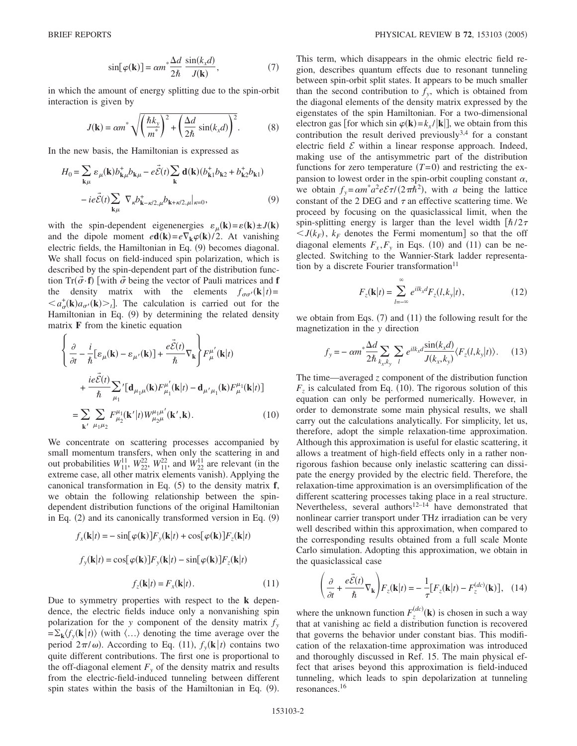$$\sin[\varphi(\mathbf{k})] = \alpha m^* \frac{\Delta d}{2\hbar} \frac{\sin(k_x d)}{J(\mathbf{k})}, \tag{7}$$

in which the amount of energy splitting due to the spin-orbit interaction is given by

$$J(\mathbf{k}) = \alpha m^* \sqrt{\left(\frac{\hbar k_y}{m^*}\right)^2 + \left(\frac{\Delta d}{2\hbar}\sin(k_x d)\right)^2}. \tag{8}$$

In the new basis, the Hamiltonian is expressed as

$$H_0 = \sum_{\mathbf{k}\mu} \varepsilon_\mu(\mathbf{k}) b^+_{\mathbf{k}\mu} b_{\mathbf{k}\mu} - e\vec{\mathcal{E}}(t) \sum_{\mathbf{k}} \mathbf{d}(\mathbf{k})(b^+_{\mathbf{k}1} b_{\mathbf{k}2} + b^+_{\mathbf{k}2} b_{\mathbf{k}1}) - ie\vec{\mathcal{E}}(t) \sum_{\mathbf{k}\mu} \nabla_\kappa b^+_{\mathbf{k}-\kappa/2,\mu} b_{\mathbf{k}+\kappa/2,\mu}\big|_{\kappa=0}, \tag{9}$$

with the spin-dependent eigenenergies $\varepsilon_\mu(\mathbf{k}) = \varepsilon(\mathbf{k}) \pm J(\mathbf{k})$ and the dipole moment $e\mathbf{d}(\mathbf{k}) = e\nabla_{\mathbf{k}}\varphi(\mathbf{k})/2$. At vanishing electric fields, the Hamiltonian in Eq. (9) becomes diagonal. We shall focus on field-induced spin polarization, which is described by the spin-dependent part of the distribution function $\mathrm{Tr}(\vec{\sigma}\cdot\mathbf{f})$ [with $\vec{\sigma}$ being the vector of Pauli matrices and $\mathbf{f}$ the density matrix with the elements $f_{\sigma\sigma'}(\mathbf{k}|t) = \langle a^+_\sigma(\mathbf{k}) a_{\sigma'}(\mathbf{k})\rangle_t$]. The calculation is carried out for the Hamiltonian in Eq. (9) by determining the related density matrix $\mathbf{F}$ from the kinetic equation

$$\left\{\frac{\partial}{\partial t} - \frac{i}{\hbar}[\varepsilon_\mu(\mathbf{k}) - \varepsilon_{\mu'}(\mathbf{k})] + \frac{e\vec{\mathcal{E}}(t)}{\hbar}\nabla_{\mathbf{k}}\right\} F^{\mu'}_\mu(\mathbf{k}|t) + \frac{ie\vec{\mathcal{E}}(t)}{\hbar}\sum_{\mu_1}{}' [\mathbf{d}_{\mu_1\mu}(\mathbf{k}) F^{\mu'}_{\mu_1}(\mathbf{k}|t) - \mathbf{d}_{\mu'\mu_1}(\mathbf{k}) F^{\mu_1}_\mu(\mathbf{k}|t)] = \sum_{\mathbf{k}'}\sum_{\mu_1\mu_2} F^{\mu_1}_{\mu_2}(\mathbf{k}'|t) W^{\mu_1\mu'}_{\mu_2\mu}(\mathbf{k}',\mathbf{k}). \tag{10}$$

We concentrate on scattering processes accompanied by small momentum transfers, when only the scattering in and out probabilities $W^{11}_{11}$, $W^{22}_{22}$, $W^{22}_{11}$, and $W^{11}_{22}$ are relevant (in the extreme case, all other matrix elements vanish). Applying the canonical transformation in Eq. (5) to the density matrix $\mathbf{f}$, we obtain the following relationship between the spin-dependent distribution functions of the original Hamiltonian in Eq. (2) and its canonically transformed version in Eq. (9)

$$f_x(\mathbf{k}|t) = -\sin[\varphi(\mathbf{k})] F_y(\mathbf{k}|t) + \cos[\varphi(\mathbf{k})] F_z(\mathbf{k}|t)$$

$$f_y(\mathbf{k}|t) = \cos[\varphi(\mathbf{k})] F_y(\mathbf{k}|t) - \sin[\varphi(\mathbf{k})] F_z(\mathbf{k}|t)$$

$$f_z(\mathbf{k}|t) = F_x(\mathbf{k}|t). \tag{11}$$

Due to symmetry properties with respect to the $\mathbf{k}$ dependence, the electric fields induce only a nonvanishing spin polarization for the $y$ component of the density matrix $f_y = \Sigma_{\mathbf{k}}\langle f_y(\mathbf{k}|t)\rangle$ (with $\langle\ldots\rangle$ denoting the time average over the period $2\pi/\omega$). According to Eq. (11), $f_y(\mathbf{k}|t)$ contains two quite different contributions. The first one is proportional to the off-diagonal element $F_y$ of the density matrix and results from the electric-field-induced tunneling between different spin states within the basis of the Hamiltonian in Eq. (9). This term, which disappears in the ohmic electric field region, describes quantum effects due to resonant tunneling between spin-orbit split states. It appears to be much smaller than the second contribution to $f_y$, which is obtained from the diagonal elements of the density matrix expressed by the eigenstates of the spin Hamiltonian. For a two-dimensional electron gas [for which $\sin\varphi(\mathbf{k}) = k_x/|\mathbf{k}|$], we obtain from this contribution the result derived previously[3,4] for a constant electric field $\mathcal{E}$ within a linear response approach. Indeed, making use of the antisymmetric part of the distribution functions for zero temperature ($T=0$) and restricting the expansion to lowest order in the spin-orbit coupling constant $\alpha$, we obtain $f_y = \alpha m^* a^2 e\mathcal{E}\tau/(2\pi\hbar^2)$, with $a$ being the lattice constant of the 2 DEG and $\tau$ an effective scattering time. We proceed by focusing on the quasiclassical limit, when the spin-splitting energy is larger than the level width [$\hbar/2\tau < J(k_F)$, $k_F$ denotes the Fermi momentum] so that the off diagonal elements $F_x, F_y$ in Eqs. (10) and (11) can be neglected. Switching to the Wannier-Stark ladder representation by a discrete Fourier transformation[11]

$$F_z(\mathbf{k}|t) = \sum_{l=-\infty}^{\infty} e^{ilk_x d} F_z(l, k_y|t), \tag{12}$$

we obtain from Eqs. (7) and (11) the following result for the magnetization in the $y$ direction

$$f_y = -\alpha m^* \frac{\Delta d}{2\hbar} \sum_{k_x,k_y}\sum_l e^{ilk_x d} \frac{\sin(k_x d)}{J(k_x,k_y)} \langle F_z(l,k_y|t)\rangle. \tag{13}$$

The time—averaged $z$ component of the distribution function $F_z$ is calculated from Eq. (10). The rigorous solution of this equation can only be performed numerically. However, in order to demonstrate some main physical results, we shall carry out the calculations analytically. For simplicity, let us, therefore, adopt the simple relaxation-time approximation. Although this approximation is useful for elastic scattering, it allows a treatment of high-field effects only in a rather nonrigorous fashion because only inelastic scattering can dissipate the energy provided by the electric field. Therefore, the relaxation-time approximation is an oversimplification of the different scattering processes taking place in a real structure. Nevertheless, several authors[12–14] have demonstrated that nonlinear carrier transport under THz irradiation can be very well described within this approximation, when compared to the corresponding results obtained from a full scale Monte Carlo simulation. Adopting this approximation, we obtain in the quasiclassical case

$$\left(\frac{\partial}{\partial t} + \frac{e\vec{\mathcal{E}}(t)}{\hbar}\nabla_{\mathbf{k}}\right) F_z(\mathbf{k}|t) = -\frac{1}{\tau}[F_z(\mathbf{k}|t) - F_z^{(dc)}(\mathbf{k})], \tag{14}$$

where the unknown function $F_z^{(dc)}(\mathbf{k})$ is chosen in such a way that at vanishing ac field a distribution function is recovered that governs the behavior under constant bias. This modification of the relaxation-time approximation was introduced and thoroughly discussed in Ref. 15. The main physical effect that arises beyond this approximation is field-induced tunneling, which leads to spin depolarization at tunneling resonances.[16]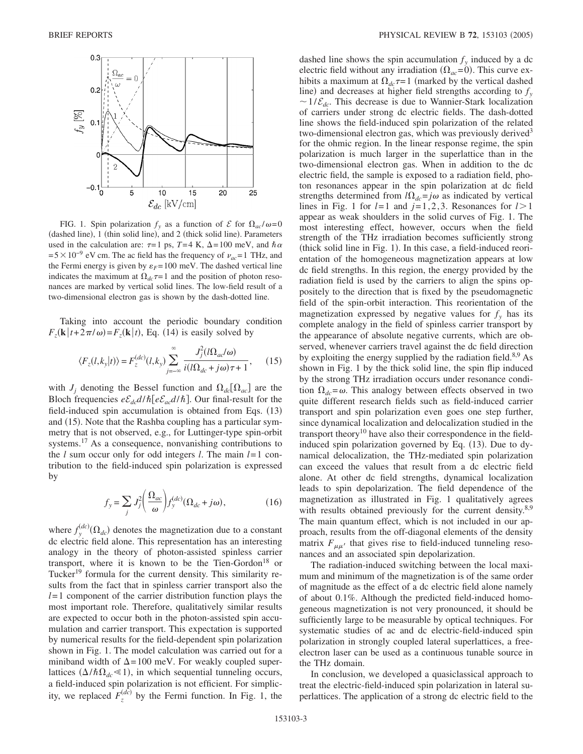FIG. 1. Spin polarization $f_y$ as a function of $\mathcal{E}$ for $\Omega_{ac}/\omega=0$ (dashed line), 1 (thin solid line), and 2 (thick solid line). Parameters used in the calculation are: $\tau=1$ ps, $T=4$ K, $\Delta=100$ meV, and $\hbar\alpha=5\times10^{-9}$ eV cm. The ac field has the frequency of $\nu_{ac}=1$ THz, and the Fermi energy is given by $\varepsilon_F=100$ meV. The dashed vertical line indicates the maximum at $\Omega_{dc}\tau=1$ and the position of photon resonances are marked by vertical solid lines. The low-field result of a two-dimensional electron gas is shown by the dash-dotted line.

Taking into account the periodic boundary condition $F_z(\mathbf{k}|t+2\pi/\omega)=F_z(\mathbf{k}|t)$, Eq. (14) is easily solved by

$$\langle F_z(l,k_y|t)\rangle = F_z^{(dc)}(l,k_y)\sum_{j=-\infty}^{\infty}\frac{J_j^2(l\Omega_{ac}/\omega)}{i(l\Omega_{dc}+j\omega)\tau+1}, \qquad (15)$$

with $J_j$ denoting the Bessel function and $\Omega_{dc}[\Omega_{ac}]$ are the Bloch frequencies $e\mathcal{E}_{dc}d/\hbar[e\mathcal{E}_{ac}d/\hbar]$. Our final-result for the field-induced spin accumulation is obtained from Eqs. (13) and (15). Note that the Rashba coupling has a particular symmetry that is not observed, e.g., for Luttinger-type spin-orbit systems.[17] As a consequence, nonvanishing contributions to the $l$ sum occur only for odd integers $l$. The main $l=1$ contribution to the field-induced spin polarization is expressed by

$$f_y = \sum_j J_j^2\left(\frac{\Omega_{ac}}{\omega}\right) f_y^{(dc)}(\Omega_{dc}+j\omega), \qquad (16)$$

where $f_y^{(dc)}(\Omega_{dc})$ denotes the magnetization due to a constant dc electric field alone. This representation has an interesting analogy in the theory of photon-assisted spinless carrier transport, where it is known to be the Tien-Gordon[18] or Tucker[19] formula for the current density. This similarity results from the fact that in spinless carrier transport also the $l=1$ component of the carrier distribution function plays the most important role. Therefore, qualitatively similar results are expected to occur both in the photon-assisted spin accumulation and carrier transport. This expectation is supported by numerical results for the field-dependent spin polarization shown in Fig. 1. The model calculation was carried out for a miniband width of $\Delta=100$ meV. For weakly coupled superlattices ($\Delta/\hbar\Omega_{dc}\ll1$), in which sequential tunneling occurs, a field-induced spin polarization is not efficient. For simplicity, we replaced $F_z^{(dc)}$ by the Fermi function. In Fig. 1, the dashed line shows the spin accumulation $f_y$ induced by a dc electric field without any irradiation ($\Omega_{ac}=0$). This curve exhibits a maximum at $\Omega_{dc}\tau=1$ (marked by the vertical dashed line) and decreases at higher field strengths according to $f_y\sim1/\mathcal{E}_{dc}$. This decrease is due to Wannier-Stark localization of carriers under strong dc electric fields. The dash-dotted line shows the field-induced spin polarization of the related two-dimensional electron gas, which was previously derived[3] for the ohmic region. In the linear response regime, the spin polarization is much larger in the superlattice than in the two-dimensional electron gas. When in addition to the dc electric field, the sample is exposed to a radiation field, photon resonances appear in the spin polarization at dc field strengths determined from $l\Omega_{dc}=j\omega$ as indicated by vertical lines in Fig. 1 for $l=1$ and $j=1,2,3$. Resonances for $l>1$ appear as weak shoulders in the solid curves of Fig. 1. The most interesting effect, however, occurs when the field strength of the THz irradiation becomes sufficiently strong (thick solid line in Fig. 1). In this case, a field-induced reorientation of the homogeneous magnetization appears at low dc field strengths. In this region, the energy provided by the radiation field is used by the carriers to align the spins oppositely to the direction that is fixed by the pseudomagnetic field of the spin-orbit interaction. This reorientation of the magnetization expressed by negative values for $f_y$ has its complete analogy in the field of spinless carrier transport by the appearance of absolute negative currents, which are observed, whenever carriers travel against the dc field direction by exploiting the energy supplied by the radiation field.[8,9] As shown in Fig. 1 by the thick solid line, the spin flip induced by the strong THz irradiation occurs under resonance condition $\Omega_{dc}=\omega$. This analogy between effects observed in two quite different research fields such as field-induced carrier transport and spin polarization even goes one step further, since dynamical localization and delocalization studied in the transport theory[10] have also their correspondence in the field-induced spin polarization governed by Eq. (13). Due to dynamical delocalization, the THz-mediated spin polarization can exceed the values that result from a dc electric field alone. At other dc field strengths, dynamical localization leads to spin depolarization. The field dependence of the magnetization as illustrated in Fig. 1 qualitatively agrees with results obtained previously for the current density.[8,9] The main quantum effect, which is not included in our approach, results from the off-diagonal elements of the density matrix $F_{\mu\mu'}$ that gives rise to field-induced tunneling resonances and an associated spin depolarization.

The radiation-induced switching between the local maximum and minimum of the magnetization is of the same order of magnitude as the effect of a dc electric field alone namely of about 0.1%. Although the predicted field-induced homogeneous magnetization is not very pronounced, it should be sufficiently large to be measurable by optical techniques. For systematic studies of ac and dc electric-field-induced spin polarization in strongly coupled lateral superlattices, a free-electron laser can be used as a continuous tunable source in the THz domain.

In conclusion, we developed a quasiclassical approach to treat the electric-field-induced spin polarization in lateral superlattices. The application of a strong dc electric field to the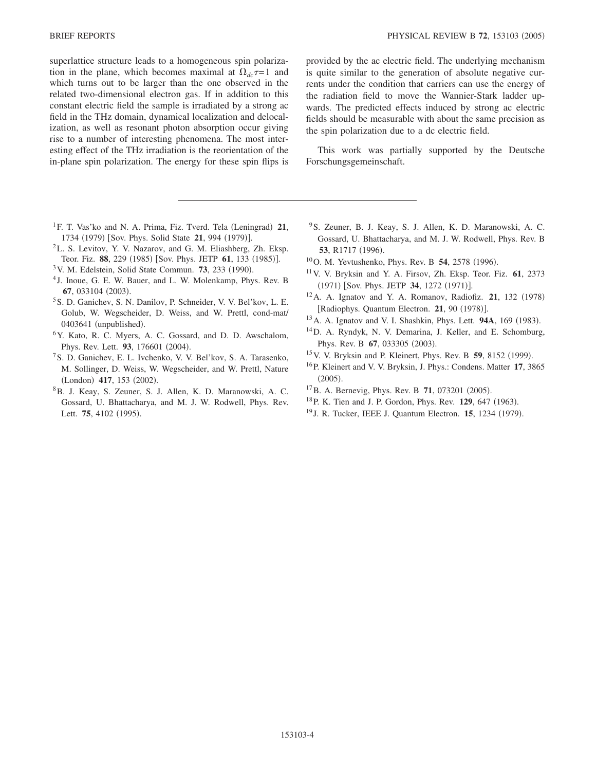superlattice structure leads to a homogeneous spin polarization in the plane, which becomes maximal at $\Omega_{dc}\tau=1$ and which turns out to be larger than the one observed in the related two-dimensional electron gas. If in addition to this constant electric field the sample is irradiated by a strong ac field in the THz domain, dynamical localization and delocalization, as well as resonant photon absorption occur giving rise to a number of interesting phenomena. The most interesting effect of the THz irradiation is the reorientation of the in-plane spin polarization. The energy for these spin flips is provided by the ac electric field. The underlying mechanism is quite similar to the generation of absolute negative currents under the condition that carriers can use the energy of the radiation field to move the Wannier-Stark ladder upwards. The predicted effects induced by strong ac electric fields should be measurable with about the same precision as the spin polarization due to a dc electric field.

This work was partially supported by the Deutsche Forschungsgemeinschaft.

---

[1] F. T. Vas'ko and N. A. Prima, Fiz. Tverd. Tela (Leningrad) **21**, 1734 (1979) [Sov. Phys. Solid State **21**, 994 (1979)].

[2] L. S. Levitov, Y. V. Nazarov, and G. M. Eliashberg, Zh. Eksp. Teor. Fiz. **88**, 229 (1985) [Sov. Phys. JETP **61**, 133 (1985)].

[3] V. M. Edelstein, Solid State Commun. **73**, 233 (1990).

[4] J. Inoue, G. E. W. Bauer, and L. W. Molenkamp, Phys. Rev. B **67**, 033104 (2003).

[5] S. D. Ganichev, S. N. Danilov, P. Schneider, V. V. Bel'kov, L. E. Golub, W. Wegscheider, D. Weiss, and W. Prettl, cond-mat/0403641 (unpublished).

[6] Y. Kato, R. C. Myers, A. C. Gossard, and D. D. Awschalom, Phys. Rev. Lett. **93**, 176601 (2004).

[7] S. D. Ganichev, E. L. Ivchenko, V. V. Bel'kov, S. A. Tarasenko, M. Sollinger, D. Weiss, W. Wegscheider, and W. Prettl, Nature (London) **417**, 153 (2002).

[8] B. J. Keay, S. Zeuner, S. J. Allen, K. D. Maranowski, A. C. Gossard, U. Bhattacharya, and M. J. W. Rodwell, Phys. Rev. Lett. **75**, 4102 (1995).

[9] S. Zeuner, B. J. Keay, S. J. Allen, K. D. Maranowski, A. C. Gossard, U. Bhattacharya, and M. J. W. Rodwell, Phys. Rev. B **53**, R1717 (1996).

[10] O. M. Yevtushenko, Phys. Rev. B **54**, 2578 (1996).

[11] V. V. Bryksin and Y. A. Firsov, Zh. Eksp. Teor. Fiz. **61**, 2373 (1971) [Sov. Phys. JETP **34**, 1272 (1971)].

[12] A. A. Ignatov and Y. A. Romanov, Radiofiz. **21**, 132 (1978) [Radiophys. Quantum Electron. **21**, 90 (1978)].

[13] A. A. Ignatov and V. I. Shashkin, Phys. Lett. **94A**, 169 (1983).

[14] D. A. Ryndyk, N. V. Demarina, J. Keller, and E. Schomburg, Phys. Rev. B **67**, 033305 (2003).

[15] V. V. Bryksin and P. Kleinert, Phys. Rev. B **59**, 8152 (1999).

[16] P. Kleinert and V. V. Bryksin, J. Phys.: Condens. Matter **17**, 3865 (2005).

[17] B. A. Bernevig, Phys. Rev. B **71**, 073201 (2005).

[18] P. K. Tien and J. P. Gordon, Phys. Rev. **129**, 647 (1963).

[19] J. R. Tucker, IEEE J. Quantum Electron. **15**, 1234 (1979).